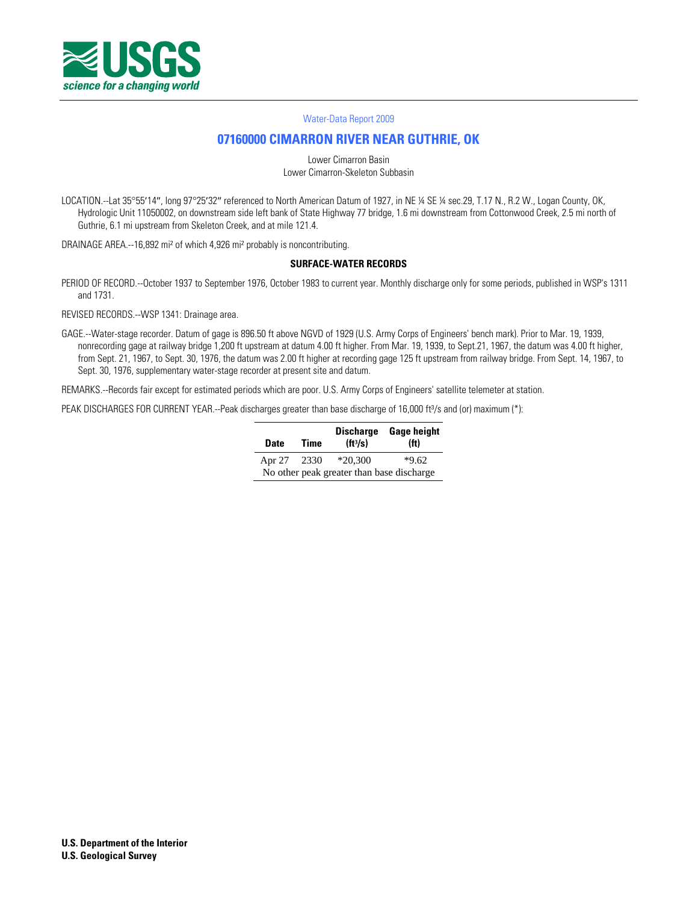Water-Data Report 2009

# 07160000 CIMARRON RIVER NEAR GUTHRIE, OK

Lower Cimarron Basin
Lower Cimarron-Skeleton Subbasin

LOCATION.--Lat 35°55′14″, long 97°25′32″ referenced to North American Datum of 1927, in NE ¼ SE ¼ sec.29, T.17 N., R.2 W., Logan County, OK, Hydrologic Unit 11050002, on downstream side left bank of State Highway 77 bridge, 1.6 mi downstream from Cottonwood Creek, 2.5 mi north of Guthrie, 6.1 mi upstream from Skeleton Creek, and at mile 121.4.

DRAINAGE AREA.--16,892 mi² of which 4,926 mi² probably is noncontributing.

## SURFACE-WATER RECORDS

PERIOD OF RECORD.--October 1937 to September 1976, October 1983 to current year. Monthly discharge only for some periods, published in WSP's 1311 and 1731.

REVISED RECORDS.--WSP 1341: Drainage area.

GAGE.--Water-stage recorder. Datum of gage is 896.50 ft above NGVD of 1929 (U.S. Army Corps of Engineers' bench mark). Prior to Mar. 19, 1939, nonrecording gage at railway bridge 1,200 ft upstream at datum 4.00 ft higher. From Mar. 19, 1939, to Sept.21, 1967, the datum was 4.00 ft higher, from Sept. 21, 1967, to Sept. 30, 1976, the datum was 2.00 ft higher at recording gage 125 ft upstream from railway bridge. From Sept. 14, 1967, to Sept. 30, 1976, supplementary water-stage recorder at present site and datum.

REMARKS.--Records fair except for estimated periods which are poor. U.S. Army Corps of Engineers' satellite telemeter at station.

PEAK DISCHARGES FOR CURRENT YEAR.--Peak discharges greater than base discharge of 16,000 ft³/s and (or) maximum (*):

| Date | Time | Discharge (ft³/s) | Gage height (ft) |
|---|---|---|---|
| Apr 27 | 2330 | *20,300 | *9.62 |
| No other peak greater than base discharge | | | |

**U.S. Department of the Interior**
**U.S. Geological Survey**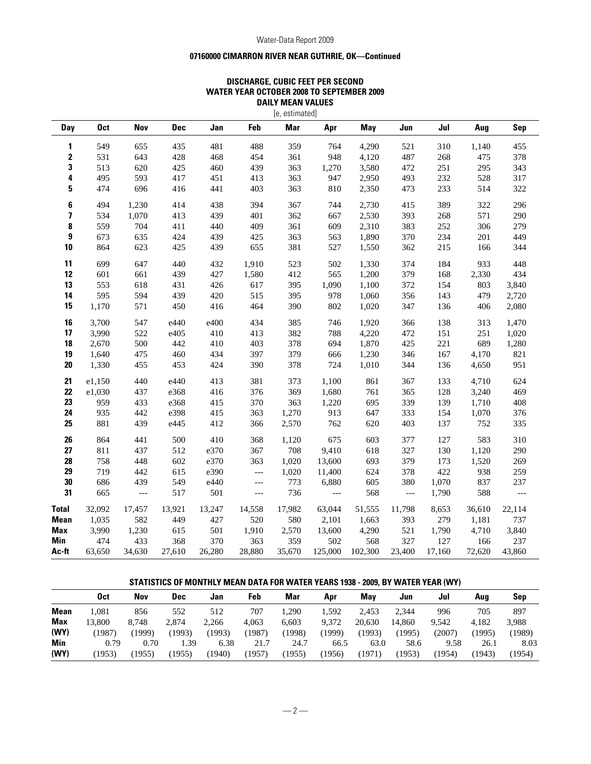## 07160000 CIMARRON RIVER NEAR GUTHRIE, OK—Continued

### DISCHARGE, CUBIC FEET PER SECOND
### WATER YEAR OCTOBER 2008 TO SEPTEMBER 2009
### DAILY MEAN VALUES

[e, estimated]

| Day | Oct | Nov | Dec | Jan | Feb | Mar | Apr | May | Jun | Jul | Aug | Sep |
|---|---|---|---|---|---|---|---|---|---|---|---|---|
| 1 | 549 | 655 | 435 | 481 | 488 | 359 | 764 | 4,290 | 521 | 310 | 1,140 | 455 |
| 2 | 531 | 643 | 428 | 468 | 454 | 361 | 948 | 4,120 | 487 | 268 | 475 | 378 |
| 3 | 513 | 620 | 425 | 460 | 439 | 363 | 1,270 | 3,580 | 472 | 251 | 295 | 343 |
| 4 | 495 | 593 | 417 | 451 | 413 | 363 | 947 | 2,950 | 493 | 232 | 528 | 317 |
| 5 | 474 | 696 | 416 | 441 | 403 | 363 | 810 | 2,350 | 473 | 233 | 514 | 322 |
| 6 | 494 | 1,230 | 414 | 438 | 394 | 367 | 744 | 2,730 | 415 | 389 | 322 | 296 |
| 7 | 534 | 1,070 | 413 | 439 | 401 | 362 | 667 | 2,530 | 393 | 268 | 571 | 290 |
| 8 | 559 | 704 | 411 | 440 | 409 | 361 | 609 | 2,310 | 383 | 252 | 306 | 279 |
| 9 | 673 | 635 | 424 | 439 | 425 | 363 | 563 | 1,890 | 370 | 234 | 201 | 449 |
| 10 | 864 | 623 | 425 | 439 | 655 | 381 | 527 | 1,550 | 362 | 215 | 166 | 344 |
| 11 | 699 | 647 | 440 | 432 | 1,910 | 523 | 502 | 1,330 | 374 | 184 | 933 | 448 |
| 12 | 601 | 661 | 439 | 427 | 1,580 | 412 | 565 | 1,200 | 379 | 168 | 2,330 | 434 |
| 13 | 553 | 618 | 431 | 426 | 617 | 395 | 1,090 | 1,100 | 372 | 154 | 803 | 3,840 |
| 14 | 595 | 594 | 439 | 420 | 515 | 395 | 978 | 1,060 | 356 | 143 | 479 | 2,720 |
| 15 | 1,170 | 571 | 450 | 416 | 464 | 390 | 802 | 1,020 | 347 | 136 | 406 | 2,080 |
| 16 | 3,700 | 547 | e440 | e400 | 434 | 385 | 746 | 1,920 | 366 | 138 | 313 | 1,470 |
| 17 | 3,990 | 522 | e405 | 410 | 413 | 382 | 788 | 4,220 | 472 | 151 | 251 | 1,020 |
| 18 | 2,670 | 500 | 442 | 410 | 403 | 378 | 694 | 1,870 | 425 | 221 | 689 | 1,280 |
| 19 | 1,640 | 475 | 460 | 434 | 397 | 379 | 666 | 1,230 | 346 | 167 | 4,170 | 821 |
| 20 | 1,330 | 455 | 453 | 424 | 390 | 378 | 724 | 1,010 | 344 | 136 | 4,650 | 951 |
| 21 | e1,150 | 440 | e440 | 413 | 381 | 373 | 1,100 | 861 | 367 | 133 | 4,710 | 624 |
| 22 | e1,030 | 437 | e368 | 416 | 376 | 369 | 1,680 | 761 | 365 | 128 | 3,240 | 469 |
| 23 | 959 | 433 | e368 | 415 | 370 | 363 | 1,220 | 695 | 339 | 139 | 1,710 | 408 |
| 24 | 935 | 442 | e398 | 415 | 363 | 1,270 | 913 | 647 | 333 | 154 | 1,070 | 376 |
| 25 | 881 | 439 | e445 | 412 | 366 | 2,570 | 762 | 620 | 403 | 137 | 752 | 335 |
| 26 | 864 | 441 | 500 | 410 | 368 | 1,120 | 675 | 603 | 377 | 127 | 583 | 310 |
| 27 | 811 | 437 | 512 | e370 | 367 | 708 | 9,410 | 618 | 327 | 130 | 1,120 | 290 |
| 28 | 758 | 448 | 602 | e370 | 363 | 1,020 | 13,600 | 693 | 379 | 173 | 1,520 | 269 |
| 29 | 719 | 442 | 615 | e390 | --- | 1,020 | 11,400 | 624 | 378 | 422 | 938 | 259 |
| 30 | 686 | 439 | 549 | e440 | --- | 773 | 6,880 | 605 | 380 | 1,070 | 837 | 237 |
| 31 | 665 | --- | 517 | 501 | --- | 736 | --- | 568 | --- | 1,790 | 588 | --- |
| **Total** | 32,092 | 17,457 | 13,921 | 13,247 | 14,558 | 17,982 | 63,044 | 51,555 | 11,798 | 8,653 | 36,610 | 22,114 |
| **Mean** | 1,035 | 582 | 449 | 427 | 520 | 580 | 2,101 | 1,663 | 393 | 279 | 1,181 | 737 |
| **Max** | 3,990 | 1,230 | 615 | 501 | 1,910 | 2,570 | 13,600 | 4,290 | 521 | 1,790 | 4,710 | 3,840 |
| **Min** | 474 | 433 | 368 | 370 | 363 | 359 | 502 | 568 | 327 | 127 | 166 | 237 |
| **Ac-ft** | 63,650 | 34,630 | 27,610 | 26,280 | 28,880 | 35,670 | 125,000 | 102,300 | 23,400 | 17,160 | 72,620 | 43,860 |

### STATISTICS OF MONTHLY MEAN DATA FOR WATER YEARS 1938 - 2009, BY WATER YEAR (WY)

| | Oct | Nov | Dec | Jan | Feb | Mar | Apr | May | Jun | Jul | Aug | Sep |
|---|---|---|---|---|---|---|---|---|---|---|---|---|
| **Mean** | 1,081 | 856 | 552 | 512 | 707 | 1,290 | 1,592 | 2,453 | 2,344 | 996 | 705 | 897 |
| **Max** | 13,800 | 8,748 | 2,874 | 2,266 | 4,063 | 6,603 | 9,372 | 20,630 | 14,860 | 9,542 | 4,182 | 3,988 |
| **(WY)** | (1987) | (1999) | (1993) | (1993) | (1987) | (1998) | (1999) | (1993) | (1995) | (2007) | (1995) | (1989) |
| **Min** | 0.79 | 0.70 | 1.39 | 6.38 | 21.7 | 24.7 | 66.5 | 63.0 | 58.6 | 9.58 | 26.1 | 8.03 |
| **(WY)** | (1953) | (1955) | (1955) | (1940) | (1957) | (1955) | (1956) | (1971) | (1953) | (1954) | (1943) | (1954) |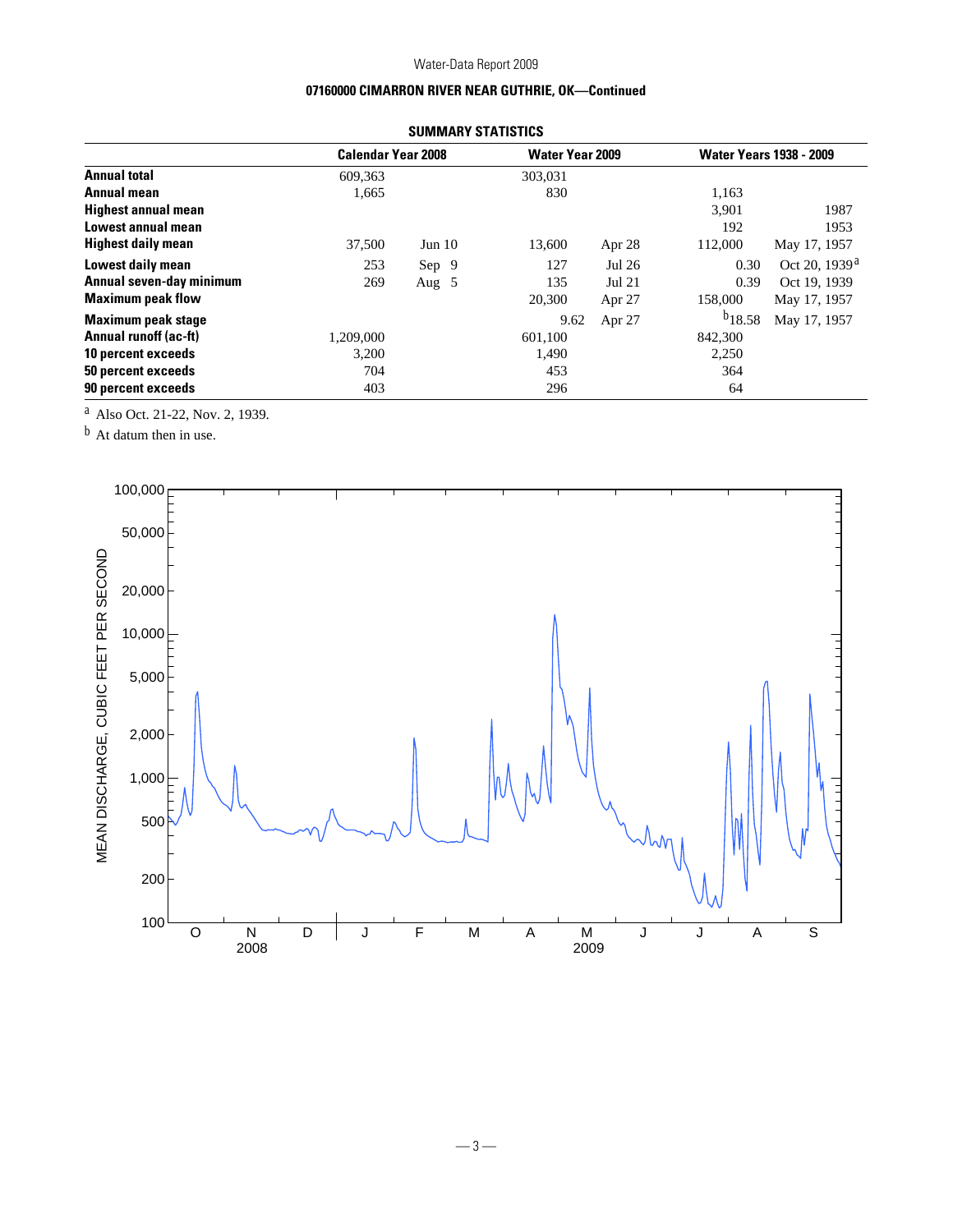Water-Data Report 2009

## 07160000 CIMARRON RIVER NEAR GUTHRIE, OK—Continued

### SUMMARY STATISTICS

| | Calendar Year 2008 | | Water Year 2009 | | Water Years 1938 - 2009 | |
|---|---|---|---|---|---|---|
| **Annual total** | 609,363 | | 303,031 | | | |
| **Annual mean** | 1,665 | | 830 | | 1,163 | |
| **Highest annual mean** | | | | | 3,901 | 1987 |
| **Lowest annual mean** | | | | | 192 | 1953 |
| **Highest daily mean** | 37,500 | Jun 10 | 13,600 | Apr 28 | 112,000 | May 17, 1957 |
| **Lowest daily mean** | 253 | Sep 9 | 127 | Jul 26 | 0.30 | Oct 20, 1939[a] |
| **Annual seven-day minimum** | 269 | Aug 5 | 135 | Jul 21 | 0.39 | Oct 19, 1939 |
| **Maximum peak flow** | | | 20,300 | Apr 27 | 158,000 | May 17, 1957 |
| **Maximum peak stage** | | | 9.62 | Apr 27 | [b]18.58 | May 17, 1957 |
| **Annual runoff (ac-ft)** | 1,209,000 | | 601,100 | | 842,300 | |
| **10 percent exceeds** | 3,200 | | 1,490 | | 2,250 | |
| **50 percent exceeds** | 704 | | 453 | | 364 | |
| **90 percent exceeds** | 403 | | 296 | | 64 | |

[a] Also Oct. 21-22, Nov. 2, 1939.

[b] At datum then in use.

MEAN DISCHARGE, CUBIC FEET PER SECOND

100,000
50,000
20,000
10,000
5,000
2,000
1,000
500
200
100

O N D J F M A M J J A S

2008 2009